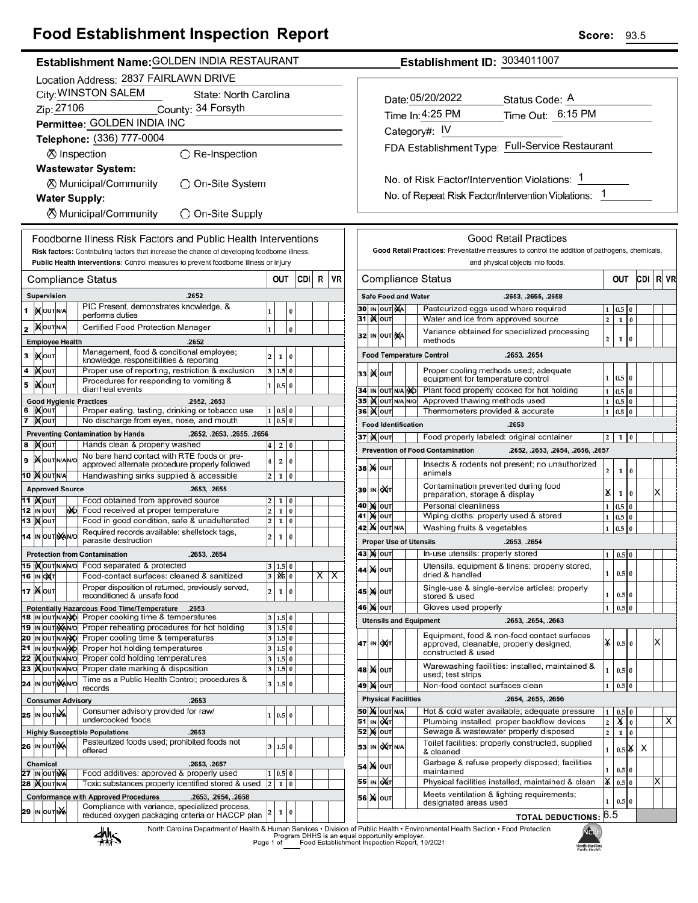# Food Establishment Inspection Report

**Score:** 93.5

**Establishment Name:** GOLDEN INDIA RESTAURANT

**Establishment ID:** 3034011007

Location Address: 2837 FAIRLAWN DRIVE

City: WINSTON SALEM  State: North Carolina

Zip: 27106  County: 34 Forsyth

**Permittee:** GOLDEN INDIA INC

**Telephone:** (336) 777-0004

☒ Inspection  ○ Re-Inspection

**Wastewater System:**

☒ Municipal/Community  ○ On-Site System

**Water Supply:**

☒ Municipal/Community  ○ On-Site Supply

Date: 05/20/2022  Status Code: A

Time In: 4:25 PM  Time Out: 6:15 PM

Category#: IV

FDA Establishment Type: Full-Service Restaurant

No. of Risk Factor/Intervention Violations: 1

No. of Repeat Risk Factor/Intervention Violations: 1

## Foodborne Illness Risk Factors and Public Health Interventions

**Risk factors:** Contributing factors that increase the chance of developing foodborne illness.
**Public Health Interventions:** Control measures to prevent foodborne illness or injury

| # | Compliance Status | Item | OUT | | | CDI | R | VR |
|---|---|---|---|---|---|---|---|---|
| | **Supervision** | **.2652** | | | | | | |
| 1 | IN | PIC Present, demonstrates knowledge, & performs duties | 1 | | 0 | | | |
| 2 | IN | Certified Food Protection Manager | 1 | | 0 | | | |
| | **Employee Health** | **.2652** | | | | | | |
| 3 | IN | Management, food & conditional employee; knowledge, responsibilities & reporting | 2 | 1 | 0 | | | |
| 4 | IN | Proper use of reporting, restriction & exclusion | 3 | 1.5 | 0 | | | |
| 5 | IN | Procedures for responding to vomiting & diarrheal events | 1 | 0.5 | 0 | | | |
| | **Good Hygienic Practices** | **.2652, .2653** | | | | | | |
| 6 | IN | Proper eating, tasting, drinking or tobacco use | 1 | 0.5 | 0 | | | |
| 7 | IN | No discharge from eyes, nose, and mouth | 1 | 0.5 | 0 | | | |
| | **Preventing Contamination by Hands** | **.2652, .2653, .2655, .2656** | | | | | | |
| 8 | IN | Hands clean & properly washed | 4 | 2 | 0 | | | |
| 9 | IN | No bare hand contact with RTE foods or pre-approved alternate procedure properly followed | 4 | 2 | 0 | | | |
| 10 | IN | Handwashing sinks supplied & accessible | 2 | 1 | 0 | | | |
| | **Approved Source** | **.2653, .2655** | | | | | | |
| 11 | IN | Food obtained from approved source | 2 | 1 | 0 | | | |
| 12 | N/O | Food received at proper temperature | 2 | 1 | 0 | | | |
| 13 | IN | Food in good condition, safe & unadulterated | 2 | 1 | 0 | | | |
| 14 | N/A | Required records available: shellstock tags, parasite destruction | 2 | 1 | 0 | | | |
| | **Protection from Contamination** | **.2653, .2654** | | | | | | |
| 15 | IN | Food separated & protected | 3 | 1.5 | 0 | | | |
| 16 | OUT | Food-contact surfaces: cleaned & sanitized | 3 | X (1.5) | 0 | | X | X |
| 17 | IN | Proper disposition of returned, previously served, reconditioned & unsafe food | 2 | 1 | 0 | | | |
| | **Potentially Hazardous Food Time/Temperature** | **.2653** | | | | | | |
| 18 | N/O | Proper cooking time & temperatures | 3 | 1.5 | 0 | | | |
| 19 | N/A | Proper reheating procedures for hot holding | 3 | 1.5 | 0 | | | |
| 20 | N/O | Proper cooling time & temperatures | 3 | 1.5 | 0 | | | |
| 21 | N/O | Proper hot holding temperatures | 3 | 1.5 | 0 | | | |
| 22 | IN | Proper cold holding temperatures | 3 | 1.5 | 0 | | | |
| 23 | IN | Proper date marking & disposition | 3 | 1.5 | 0 | | | |
| 24 | N/A | Time as a Public Health Control; procedures & records | 3 | 1.5 | 0 | | | |
| | **Consumer Advisory** | **.2653** | | | | | | |
| 25 | N/A | Consumer advisory provided for raw/ undercooked foods | 1 | 0.5 | 0 | | | |
| | **Highly Susceptible Populations** | **.2653** | | | | | | |
| 26 | N/A | Pasteurized foods used; prohibited foods not offered | 3 | 1.5 | 0 | | | |
| | **Chemical** | **.2653, .2657** | | | | | | |
| 27 | N/A | Food additives: approved & properly used | 1 | 0.5 | 0 | | | |
| 28 | IN | Toxic substances properly identified stored & used | 2 | 1 | 0 | | | |
| | **Conformance with Approved Procedures** | **.2653, .2654, .2658** | | | | | | |
| 29 | N/A | Compliance with variance, specialized process, reduced oxygen packaging criteria or HACCP plan | 2 | 1 | 0 | | | |

## Good Retail Practices

**Good Retail Practices:** Preventative measures to control the addition of pathogens, chemicals, and physical objects into foods.

| # | Compliance Status | Item | OUT | | | CDI | R | VR |
|---|---|---|---|---|---|---|---|---|
| | **Safe Food and Water** | **.2653, .2655, .2658** | | | | | | |
| 30 | N/A | Pasteurized eggs used where required | 1 | 0.5 | 0 | | | |
| 31 | IN | Water and ice from approved source | 2 | 1 | 0 | | | |
| 32 | N/A | Variance obtained for specialized processing methods | 2 | 1 | 0 | | | |
| | **Food Temperature Control** | **.2653, .2654** | | | | | | |
| 33 | IN | Proper cooling methods used; adequate equipment for temperature control | 1 | 0.5 | 0 | | | |
| 34 | N/O | Plant food properly cooked for hot holding | 1 | 0.5 | 0 | | | |
| 35 | IN | Approved thawing methods used | 1 | 0.5 | 0 | | | |
| 36 | IN | Thermometers provided & accurate | 1 | 0.5 | 0 | | | |
| | **Food Identification** | **.2653** | | | | | | |
| 37 | IN | Food properly labeled: original container | 2 | 1 | 0 | | | |
| | **Prevention of Food Contamination** | **.2652, .2653, .2654, .2656, .2657** | | | | | | |
| 38 | IN | Insects & rodents not present; no unauthorized animals | 2 | 1 | 0 | | | |
| 39 | OUT | Contamination prevented during food preparation, storage & display | X | 1 | 0 | | X | |
| 40 | IN | Personal cleanliness | 1 | 0.5 | 0 | | | |
| 41 | IN | Wiping cloths: properly used & stored | 1 | 0.5 | 0 | | | |
| 42 | IN | Washing fruits & vegetables | 1 | 0.5 | 0 | | | |
| | **Proper Use of Utensils** | **.2653, .2654** | | | | | | |
| 43 | IN | In-use utensils: properly stored | 1 | 0.5 | 0 | | | |
| 44 | IN | Utensils, equipment & linens: properly stored, dried & handled | 1 | 0.5 | 0 | | | |
| 45 | IN | Single-use & single-service articles: properly stored & used | 1 | 0.5 | 0 | | | |
| 46 | IN | Gloves used properly | 1 | 0.5 | 0 | | | |
| | **Utensils and Equipment** | **.2653, .2654, .2663** | | | | | | |
| 47 | OUT | Equipment, food & non-food contact surfaces approved, cleanable, properly designed, constructed & used | X | 0.5 | 0 | | X | |
| 48 | IN | Warewashing facilities: installed, maintained & used; test strips | 1 | 0.5 | 0 | | | |
| 49 | IN | Non-food contact surfaces clean | 1 | 0.5 | 0 | | | |
| | **Physical Facilities** | **.2654, .2655, .2656** | | | | | | |
| 50 | IN | Hot & cold water available; adequate pressure | 1 | 0.5 | 0 | | | |
| 51 | OUT | Plumbing installed; proper backflow devices | 2 | X | 0 | | | X |
| 52 | IN | Sewage & wastewater properly disposed | 2 | 1 | 0 | | | |
| 53 | OUT | Toilet facilities: properly constructed, supplied & cleaned | 1 | 0.5 | X | X | | |
| 54 | IN | Garbage & refuse properly disposed; facilities maintained | 1 | 0.5 | 0 | | | |
| 55 | OUT | Physical facilities installed, maintained & clean | X | 0.5 | 0 | | X | |
| 56 | IN | Meets ventilation & lighting requirements; designated areas used | 1 | 0.5 | 0 | | | |
| | | **TOTAL DEDUCTIONS:** | 6.5 | | | | | |

North Carolina Department of Health & Human Services • Division of Public Health • Environmental Health Section • Food Protection Program DHHS is an equal opportunity employer.

Food Establishment Inspection Report, 10/2021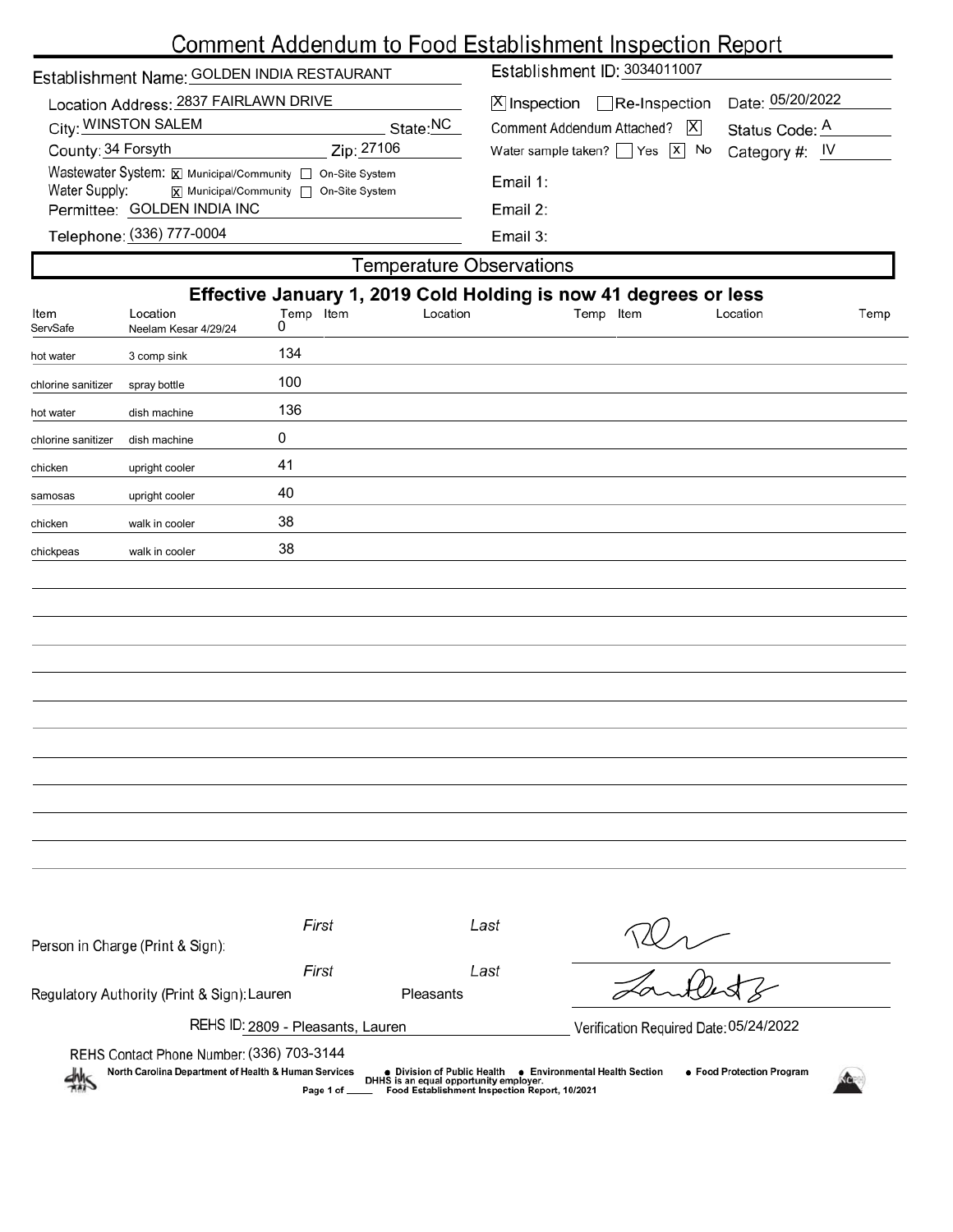# Comment Addendum to Food Establishment Inspection Report

**Establishment Name:** GOLDEN INDIA RESTAURANT
**Establishment ID:** 3034011007

**Location Address:** 2837 FAIRLAWN DRIVE
**City:** WINSTON SALEM **State:** NC
**County:** 34 Forsyth **Zip:** 27106
**Wastewater System:** [X] Municipal/Community [ ] On-Site System
**Water Supply:** [X] Municipal/Community [ ] On-Site System
**Permittee:** GOLDEN INDIA INC
**Telephone:** (336) 777-0004

[X] Inspection [ ] Re-Inspection **Date:** 05/20/2022
Comment Addendum Attached? [X] **Status Code:** A
Water sample taken? [ ] Yes [X] No **Category #:** IV

Email 1:
Email 2:
Email 3:

## Temperature Observations

**Effective January 1, 2019 Cold Holding is now 41 degrees or less**

| Item | Location | Temp | Item | Location | Temp | Item | Location | Temp |
|---|---|---|---|---|---|---|---|---|
| ServSafe | Neelam Kesar 4/29/24 | 0 | | | | | | |
| hot water | 3 comp sink | 134 | | | | | | |
| chlorine sanitizer | spray bottle | 100 | | | | | | |
| hot water | dish machine | 136 | | | | | | |
| chlorine sanitizer | dish machine | 0 | | | | | | |
| chicken | upright cooler | 41 | | | | | | |
| samosas | upright cooler | 40 | | | | | | |
| chicken | walk in cooler | 38 | | | | | | |
| chickpeas | walk in cooler | 38 | | | | | | |

Person in Charge (Print & Sign): First Last

Regulatory Authority (Print & Sign): First Lauren Last Pleasants

REHS ID: 2809 - Pleasants, Lauren
Verification Required Date: 05/24/2022

REHS Contact Phone Number: (336) 703-3144

North Carolina Department of Health & Human Services • Division of Public Health • Environmental Health Section • Food Protection Program
DHHS is an equal opportunity employer.
Food Establishment Inspection Report, 10/2021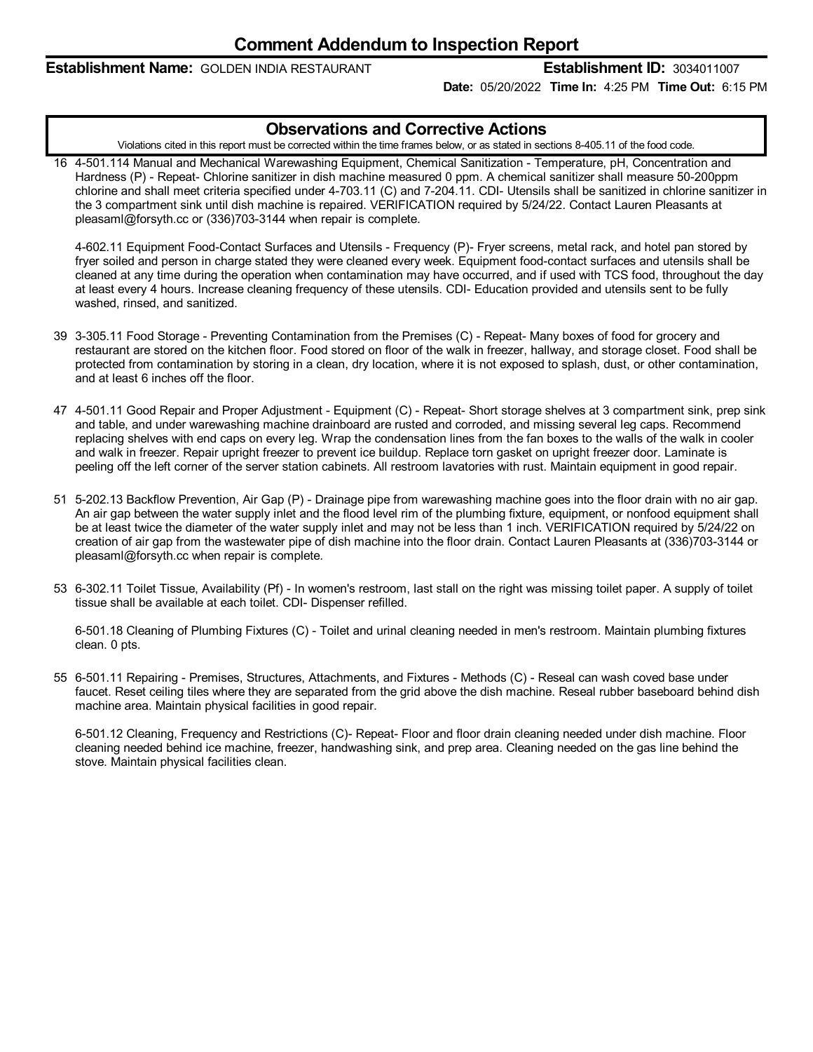# Comment Addendum to Inspection Report

**Establishment Name:** GOLDEN INDIA RESTAURANT **Establishment ID:** 3034011007

**Date:** 05/20/2022 **Time In:** 4:25 PM **Time Out:** 6:15 PM

## Observations and Corrective Actions

Violations cited in this report must be corrected within the time frames below, or as stated in sections 8-405.11 of the food code.

16 4-501.114 Manual and Mechanical Warewashing Equipment, Chemical Sanitization - Temperature, pH, Concentration and Hardness (P) - Repeat- Chlorine sanitizer in dish machine measured 0 ppm. A chemical sanitizer shall measure 50-200ppm chlorine and shall meet criteria specified under 4-703.11 (C) and 7-204.11. CDI- Utensils shall be sanitized in chlorine sanitizer in the 3 compartment sink until dish machine is repaired. VERIFICATION required by 5/24/22. Contact Lauren Pleasants at pleasaml@forsyth.cc or (336)703-3144 when repair is complete.

4-602.11 Equipment Food-Contact Surfaces and Utensils - Frequency (P)- Fryer screens, metal rack, and hotel pan stored by fryer soiled and person in charge stated they were cleaned every week. Equipment food-contact surfaces and utensils shall be cleaned at any time during the operation when contamination may have occurred, and if used with TCS food, throughout the day at least every 4 hours. Increase cleaning frequency of these utensils. CDI- Education provided and utensils sent to be fully washed, rinsed, and sanitized.

39 3-305.11 Food Storage - Preventing Contamination from the Premises (C) - Repeat- Many boxes of food for grocery and restaurant are stored on the kitchen floor. Food stored on floor of the walk in freezer, hallway, and storage closet. Food shall be protected from contamination by storing in a clean, dry location, where it is not exposed to splash, dust, or other contamination, and at least 6 inches off the floor.

47 4-501.11 Good Repair and Proper Adjustment - Equipment (C) - Repeat- Short storage shelves at 3 compartment sink, prep sink and table, and under warewashing machine drainboard are rusted and corroded, and missing several leg caps. Recommend replacing shelves with end caps on every leg. Wrap the condensation lines from the fan boxes to the walls of the walk in cooler and walk in freezer. Repair upright freezer to prevent ice buildup. Replace torn gasket on upright freezer door. Laminate is peeling off the left corner of the server station cabinets. All restroom lavatories with rust. Maintain equipment in good repair.

51 5-202.13 Backflow Prevention, Air Gap (P) - Drainage pipe from warewashing machine goes into the floor drain with no air gap. An air gap between the water supply inlet and the flood level rim of the plumbing fixture, equipment, or nonfood equipment shall be at least twice the diameter of the water supply inlet and may not be less than 1 inch. VERIFICATION required by 5/24/22 on creation of air gap from the wastewater pipe of dish machine into the floor drain. Contact Lauren Pleasants at (336)703-3144 or pleasaml@forsyth.cc when repair is complete.

53 6-302.11 Toilet Tissue, Availability (Pf) - In women's restroom, last stall on the right was missing toilet paper. A supply of toilet tissue shall be available at each toilet. CDI- Dispenser refilled.

6-501.18 Cleaning of Plumbing Fixtures (C) - Toilet and urinal cleaning needed in men's restroom. Maintain plumbing fixtures clean. 0 pts.

55 6-501.11 Repairing - Premises, Structures, Attachments, and Fixtures - Methods (C) - Reseal can wash coved base under faucet. Reset ceiling tiles where they are separated from the grid above the dish machine. Reseal rubber baseboard behind dish machine area. Maintain physical facilities in good repair.

6-501.12 Cleaning, Frequency and Restrictions (C)- Repeat- Floor and floor drain cleaning needed under dish machine. Floor cleaning needed behind ice machine, freezer, handwashing sink, and prep area. Cleaning needed on the gas line behind the stove. Maintain physical facilities clean.